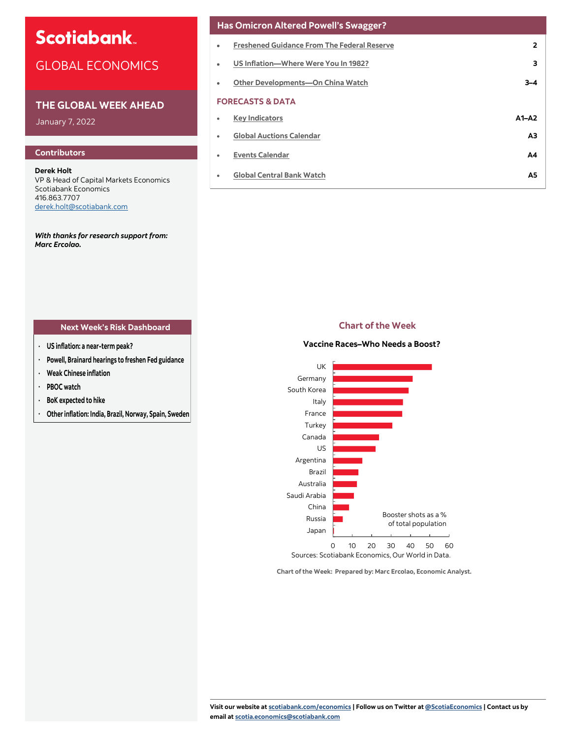# Scotiabank

## GLOBAL ECONOMICS

### THE GLOBAL WEEK AHEAD

January 7, 2022

## Contributors

**Derek Holt**
VP & Head of Capital Markets Economics
Scotiabank Economics
416.863.7707
derek.holt@scotiabank.com

***With thanks for research support from: Marc Ercolao.***

## Has Omicron Altered Powell's Swagger?

| | |
|---|---|
| • Freshened Guidance From The Federal Reserve | 2 |
| • US Inflation—Where Were You In 1982? | 3 |
| • Other Developments—On China Watch | 3–4 |

### FORECASTS & DATA

| | |
|---|---|
| • Key Indicators | A1–A2 |
| • Global Auctions Calendar | A3 |
| • Events Calendar | A4 |
| • Global Central Bank Watch | A5 |

## Next Week's Risk Dashboard

- US inflation: a near-term peak?
- Powell, Brainard hearings to freshen Fed guidance
- Weak Chinese inflation
- PBOC watch
- BoK expected to hike
- Other inflation: India, Brazil, Norway, Spain, Sweden

## Chart of the Week

**Vaccine Races–Who Needs a Boost?**

Booster shots as a % of total population

Countries (descending): UK, Germany, South Korea, Italy, France, Turkey, Canada, US, Argentina, Brazil, Australia, Saudi Arabia, China, Russia, Japan

Sources: Scotiabank Economics, Our World in Data.

Chart of the Week: Prepared by: Marc Ercolao, Economic Analyst.

Visit our website at scotiabank.com/economics | Follow us on Twitter at @ScotiaEconomics | Contact us by email at scotia.economics@scotiabank.com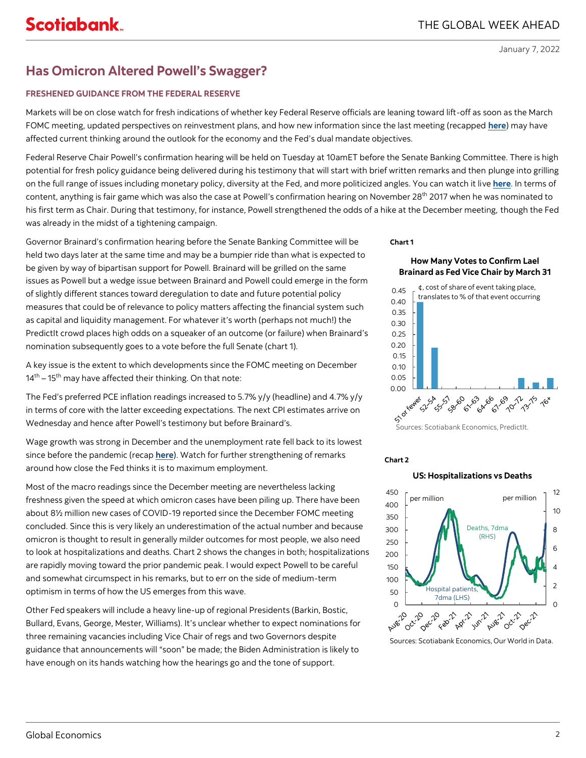January 7, 2022

# Has Omicron Altered Powell's Swagger?

## FRESHENED GUIDANCE FROM THE FEDERAL RESERVE

Markets will be on close watch for fresh indications of whether key Federal Reserve officials are leaning toward lift-off as soon as the March FOMC meeting, updated perspectives on reinvestment plans, and how new information since the last meeting (recapped **here**) may have affected current thinking around the outlook for the economy and the Fed's dual mandate objectives.

Federal Reserve Chair Powell's confirmation hearing will be held on Tuesday at 10amET before the Senate Banking Committee. There is high potential for fresh policy guidance being delivered during his testimony that will start with brief written remarks and then plunge into grilling on the full range of issues including monetary policy, diversity at the Fed, and more politicized angles. You can watch it live **here**. In terms of content, anything is fair game which was also the case at Powell's confirmation hearing on November 28th 2017 when he was nominated to his first term as Chair. During that testimony, for instance, Powell strengthened the odds of a hike at the December meeting, though the Fed was already in the midst of a tightening campaign.

Governor Brainard's confirmation hearing before the Senate Banking Committee will be held two days later at the same time and may be a bumpier ride than what is expected to be given by way of bipartisan support for Powell. Brainard will be grilled on the same issues as Powell but a wedge issue between Brainard and Powell could emerge in the form of slightly different stances toward deregulation to date and future potential policy measures that could be of relevance to policy matters affecting the financial system such as capital and liquidity management. For whatever it's worth (perhaps not much!) the PredictIt crowd places high odds on a squeaker of an outcome (or failure) when Brainard's nomination subsequently goes to a vote before the full Senate (chart 1).

A key issue is the extent to which developments since the FOMC meeting on December 14th – 15th may have affected their thinking. On that note:

The Fed's preferred PCE inflation readings increased to 5.7% y/y (headline) and 4.7% y/y in terms of core with the latter exceeding expectations. The next CPI estimates arrive on Wednesday and hence after Powell's testimony but before Brainard's.

Wage growth was strong in December and the unemployment rate fell back to its lowest since before the pandemic (recap **here**). Watch for further strengthening of remarks around how close the Fed thinks it is to maximum employment.

Most of the macro readings since the December meeting are nevertheless lacking freshness given the speed at which omicron cases have been piling up. There have been about 8½ million new cases of COVID-19 reported since the December FOMC meeting concluded. Since this is very likely an underestimation of the actual number and because omicron is thought to result in generally milder outcomes for most people, we also need to look at hospitalizations and deaths. Chart 2 shows the changes in both; hospitalizations are rapidly moving toward the prior pandemic peak. I would expect Powell to be careful and somewhat circumspect in his remarks, but to err on the side of medium-term optimism in terms of how the US emerges from this wave.

Other Fed speakers will include a heavy line-up of regional Presidents (Barkin, Bostic, Bullard, Evans, George, Mester, Williams). It's unclear whether to expect nominations for three remaining vacancies including Vice Chair of regs and two Governors despite guidance that announcements will "soon" be made; the Biden Administration is likely to have enough on its hands watching how the hearings go and the tone of support.

**Chart 1**

**How Many Votes to Confirm Lael Brainard as Fed Vice Chair by March 31**

¢, cost of share of event taking place, translates to % of that event occurring

Sources: Scotiabank Economics, PredictIt.

**Chart 2**

**US: Hospitalizations vs Deaths**

Sources: Scotiabank Economics, Our World in Data.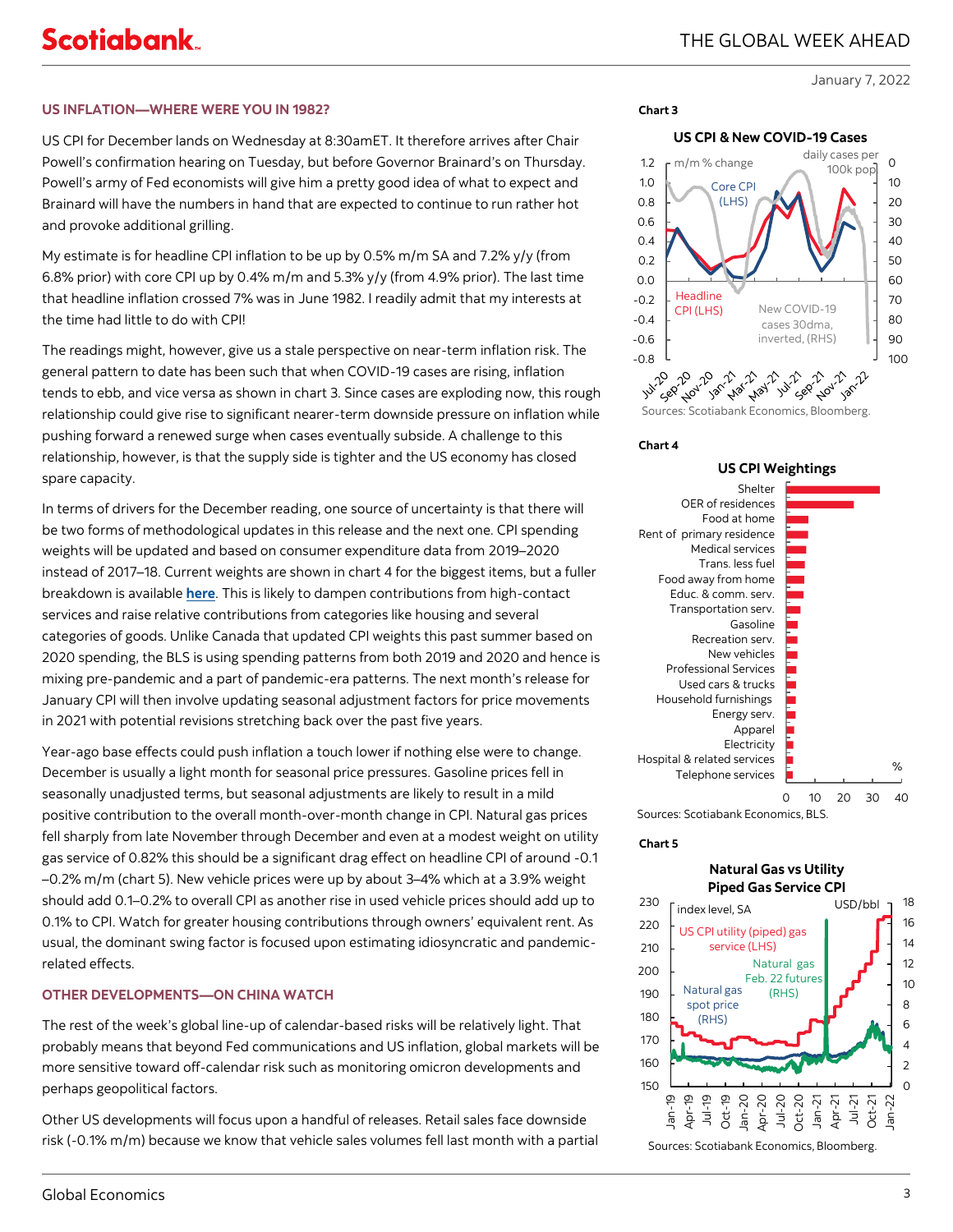## US INFLATION—WHERE WERE YOU IN 1982?

US CPI for December lands on Wednesday at 8:30amET. It therefore arrives after Chair Powell's confirmation hearing on Tuesday, but before Governor Brainard's on Thursday. Powell's army of Fed economists will give him a pretty good idea of what to expect and Brainard will have the numbers in hand that are expected to continue to run rather hot and provoke additional grilling.

My estimate is for headline CPI inflation to be up by 0.5% m/m SA and 7.2% y/y (from 6.8% prior) with core CPI up by 0.4% m/m and 5.3% y/y (from 4.9% prior). The last time that headline inflation crossed 7% was in June 1982. I readily admit that my interests at the time had little to do with CPI!

The readings might, however, give us a stale perspective on near-term inflation risk. The general pattern to date has been such that when COVID-19 cases are rising, inflation tends to ebb, and vice versa as shown in chart 3. Since cases are exploding now, this rough relationship could give rise to significant nearer-term downside pressure on inflation while pushing forward a renewed surge when cases eventually subside. A challenge to this relationship, however, is that the supply side is tighter and the US economy has closed spare capacity.

In terms of drivers for the December reading, one source of uncertainty is that there will be two forms of methodological updates in this release and the next one. CPI spending weights will be updated and based on consumer expenditure data from 2019–2020 instead of 2017–18. Current weights are shown in chart 4 for the biggest items, but a fuller breakdown is available **here**. This is likely to dampen contributions from high-contact services and raise relative contributions from categories like housing and several categories of goods. Unlike Canada that updated CPI weights this past summer based on 2020 spending, the BLS is using spending patterns from both 2019 and 2020 and hence is mixing pre-pandemic and a part of pandemic-era patterns. The next month's release for January CPI will then involve updating seasonal adjustment factors for price movements in 2021 with potential revisions stretching back over the past five years.

Year-ago base effects could push inflation a touch lower if nothing else were to change. December is usually a light month for seasonal price pressures. Gasoline prices fell in seasonally unadjusted terms, but seasonal adjustments are likely to result in a mild positive contribution to the overall month-over-month change in CPI. Natural gas prices fell sharply from late November through December and even at a modest weight on utility gas service of 0.82% this should be a significant drag effect on headline CPI of around -0.1 –0.2% m/m (chart 5). New vehicle prices were up by about 3–4% which at a 3.9% weight should add 0.1–0.2% to overall CPI as another rise in used vehicle prices should add up to 0.1% to CPI. Watch for greater housing contributions through owners' equivalent rent. As usual, the dominant swing factor is focused upon estimating idiosyncratic and pandemic-related effects.

## OTHER DEVELOPMENTS—ON CHINA WATCH

The rest of the week's global line-up of calendar-based risks will be relatively light. That probably means that beyond Fed communications and US inflation, global markets will be more sensitive toward off-calendar risk such as monitoring omicron developments and perhaps geopolitical factors.

Other US developments will focus upon a handful of releases. Retail sales face downside risk (-0.1% m/m) because we know that vehicle sales volumes fell last month with a partial

**Chart 3**

US CPI & New COVID-19 Cases

Sources: Scotiabank Economics, Bloomberg.

**Chart 4**

US CPI Weightings

Sources: Scotiabank Economics, BLS.

**Chart 5**

Natural Gas vs Utility Piped Gas Service CPI

Sources: Scotiabank Economics, Bloomberg.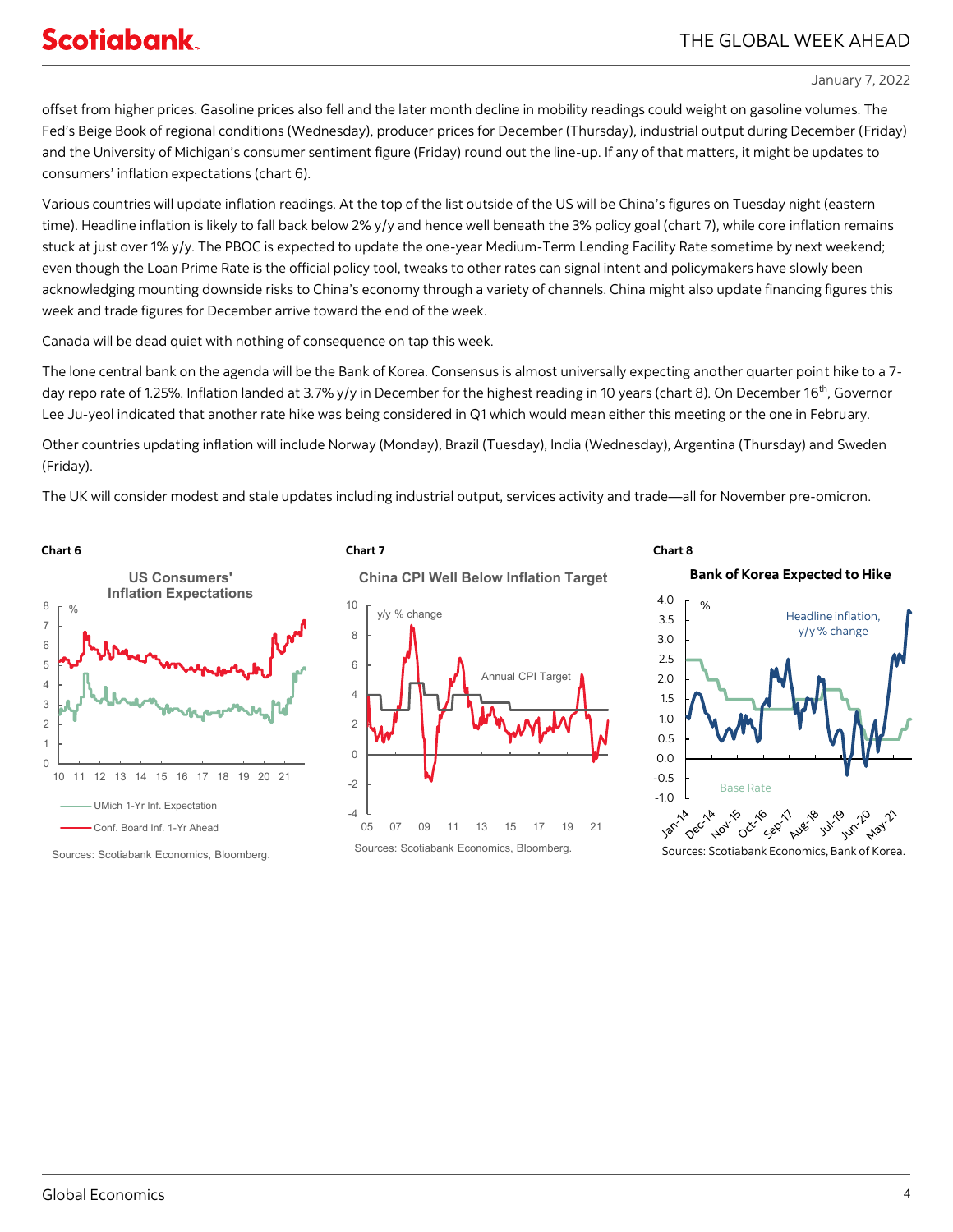offset from higher prices. Gasoline prices also fell and the later month decline in mobility readings could weight on gasoline volumes. The Fed's Beige Book of regional conditions (Wednesday), producer prices for December (Thursday), industrial output during December (Friday) and the University of Michigan's consumer sentiment figure (Friday) round out the line-up. If any of that matters, it might be updates to consumers' inflation expectations (chart 6).

Various countries will update inflation readings. At the top of the list outside of the US will be China's figures on Tuesday night (eastern time). Headline inflation is likely to fall back below 2% y/y and hence well beneath the 3% policy goal (chart 7), while core inflation remains stuck at just over 1% y/y. The PBOC is expected to update the one-year Medium-Term Lending Facility Rate sometime by next weekend; even though the Loan Prime Rate is the official policy tool, tweaks to other rates can signal intent and policymakers have slowly been acknowledging mounting downside risks to China's economy through a variety of channels. China might also update financing figures this week and trade figures for December arrive toward the end of the week.

Canada will be dead quiet with nothing of consequence on tap this week.

The lone central bank on the agenda will be the Bank of Korea. Consensus is almost universally expecting another quarter point hike to a 7-day repo rate of 1.25%. Inflation landed at 3.7% y/y in December for the highest reading in 10 years (chart 8). On December 16th, Governor Lee Ju-yeol indicated that another rate hike was being considered in Q1 which would mean either this meeting or the one in February.

Other countries updating inflation will include Norway (Monday), Brazil (Tuesday), India (Wednesday), Argentina (Thursday) and Sweden (Friday).

The UK will consider modest and stale updates including industrial output, services activity and trade—all for November pre-omicron.

**Chart 6**

US Consumers' Inflation Expectations

Sources: Scotiabank Economics, Bloomberg.

**Chart 7**

China CPI Well Below Inflation Target

Sources: Scotiabank Economics, Bloomberg.

**Chart 8**

Bank of Korea Expected to Hike

Sources: Scotiabank Economics, Bank of Korea.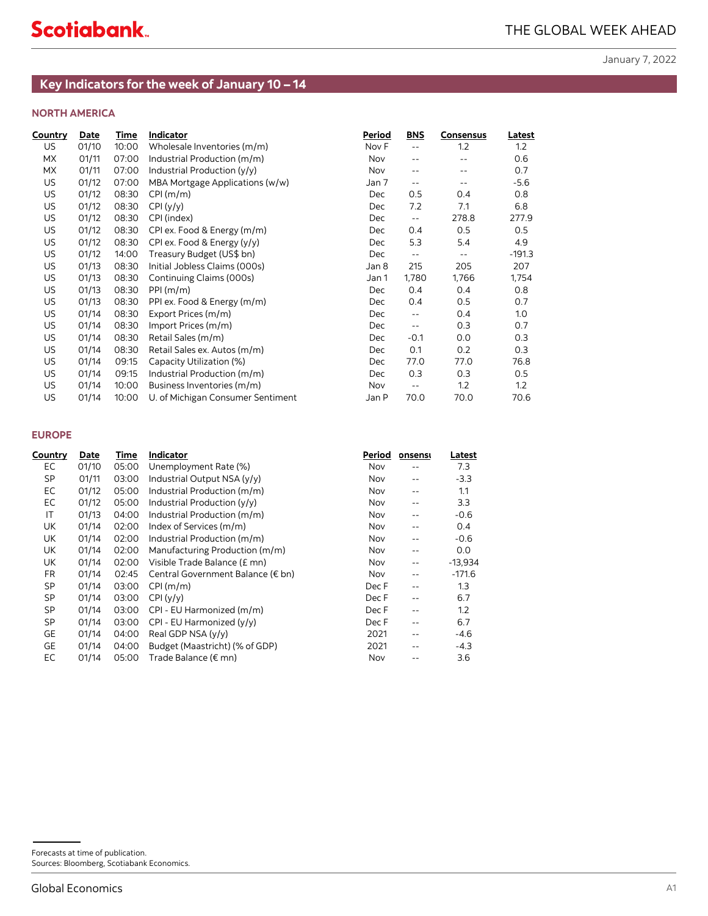## Key Indicators for the week of January 10 – 14

### NORTH AMERICA

| Country | Date | Time | Indicator | Period | BNS | Consensus | Latest |
|---|---|---|---|---|---|---|---|
| US | 01/10 | 10:00 | Wholesale Inventories (m/m) | Nov F | -- | 1.2 | 1.2 |
| MX | 01/11 | 07:00 | Industrial Production (m/m) | Nov | -- | -- | 0.6 |
| MX | 01/11 | 07:00 | Industrial Production (y/y) | Nov | -- | -- | 0.7 |
| US | 01/12 | 07:00 | MBA Mortgage Applications (w/w) | Jan 7 | -- | -- | -5.6 |
| US | 01/12 | 08:30 | CPI (m/m) | Dec | 0.5 | 0.4 | 0.8 |
| US | 01/12 | 08:30 | CPI (y/y) | Dec | 7.2 | 7.1 | 6.8 |
| US | 01/12 | 08:30 | CPI (index) | Dec | -- | 278.8 | 277.9 |
| US | 01/12 | 08:30 | CPI ex. Food & Energy (m/m) | Dec | 0.4 | 0.5 | 0.5 |
| US | 01/12 | 08:30 | CPI ex. Food & Energy (y/y) | Dec | 5.3 | 5.4 | 4.9 |
| US | 01/12 | 14:00 | Treasury Budget (US$ bn) | Dec | -- | -- | -191.3 |
| US | 01/13 | 08:30 | Initial Jobless Claims (000s) | Jan 8 | 215 | 205 | 207 |
| US | 01/13 | 08:30 | Continuing Claims (000s) | Jan 1 | 1,780 | 1,766 | 1,754 |
| US | 01/13 | 08:30 | PPI (m/m) | Dec | 0.4 | 0.4 | 0.8 |
| US | 01/13 | 08:30 | PPI ex. Food & Energy (m/m) | Dec | 0.4 | 0.5 | 0.7 |
| US | 01/14 | 08:30 | Export Prices (m/m) | Dec | -- | 0.4 | 1.0 |
| US | 01/14 | 08:30 | Import Prices (m/m) | Dec | -- | 0.3 | 0.7 |
| US | 01/14 | 08:30 | Retail Sales (m/m) | Dec | -0.1 | 0.0 | 0.3 |
| US | 01/14 | 08:30 | Retail Sales ex. Autos (m/m) | Dec | 0.1 | 0.2 | 0.3 |
| US | 01/14 | 09:15 | Capacity Utilization (%) | Dec | 77.0 | 77.0 | 76.8 |
| US | 01/14 | 09:15 | Industrial Production (m/m) | Dec | 0.3 | 0.3 | 0.5 |
| US | 01/14 | 10:00 | Business Inventories (m/m) | Nov | -- | 1.2 | 1.2 |
| US | 01/14 | 10:00 | U. of Michigan Consumer Sentiment | Jan P | 70.0 | 70.0 | 70.6 |

### EUROPE

| Country | Date | Time | Indicator | Period | Consensus | Latest |
|---|---|---|---|---|---|---|
| EC | 01/10 | 05:00 | Unemployment Rate (%) | Nov | -- | 7.3 |
| SP | 01/11 | 03:00 | Industrial Output NSA (y/y) | Nov | -- | -3.3 |
| EC | 01/12 | 05:00 | Industrial Production (m/m) | Nov | -- | 1.1 |
| EC | 01/12 | 05:00 | Industrial Production (y/y) | Nov | -- | 3.3 |
| IT | 01/13 | 04:00 | Industrial Production (m/m) | Nov | -- | -0.6 |
| UK | 01/14 | 02:00 | Index of Services (m/m) | Nov | -- | 0.4 |
| UK | 01/14 | 02:00 | Industrial Production (m/m) | Nov | -- | -0.6 |
| UK | 01/14 | 02:00 | Manufacturing Production (m/m) | Nov | -- | 0.0 |
| UK | 01/14 | 02:00 | Visible Trade Balance (£ mn) | Nov | -- | -13,934 |
| FR | 01/14 | 02:45 | Central Government Balance (€ bn) | Nov | -- | -171.6 |
| SP | 01/14 | 03:00 | CPI (m/m) | Dec F | -- | 1.3 |
| SP | 01/14 | 03:00 | CPI (y/y) | Dec F | -- | 6.7 |
| SP | 01/14 | 03:00 | CPI - EU Harmonized (m/m) | Dec F | -- | 1.2 |
| SP | 01/14 | 03:00 | CPI - EU Harmonized (y/y) | Dec F | -- | 6.7 |
| GE | 01/14 | 04:00 | Real GDP NSA (y/y) | 2021 | -- | -4.6 |
| GE | 01/14 | 04:00 | Budget (Maastricht) (% of GDP) | 2021 | -- | -4.3 |
| EC | 01/14 | 05:00 | Trade Balance (€ mn) | Nov | -- | 3.6 |

Forecasts at time of publication.
Sources: Bloomberg, Scotiabank Economics.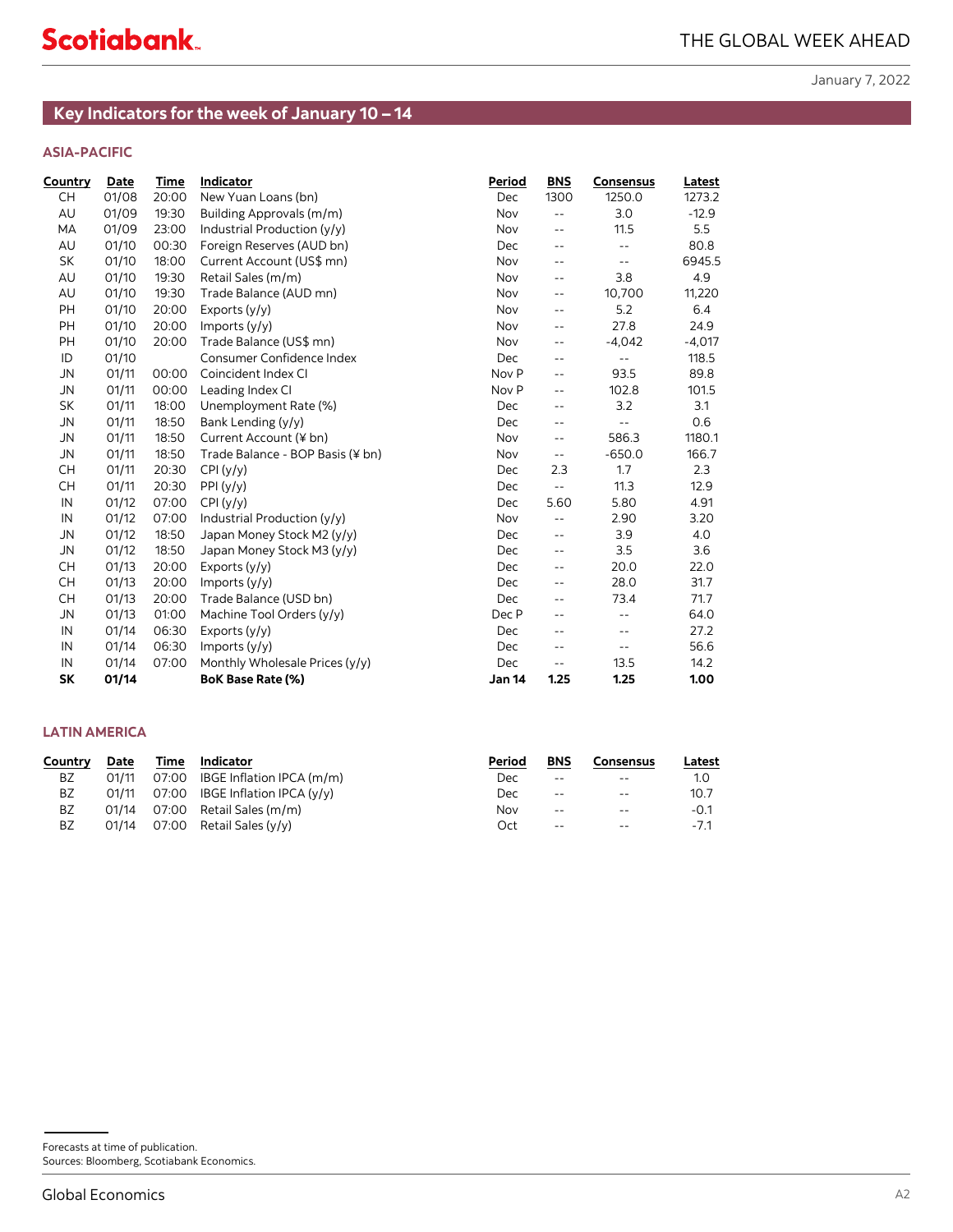January 7, 2022

## Key Indicators for the week of January 10 – 14

### ASIA-PACIFIC

| Country | Date | Time | Indicator | Period | BNS | Consensus | Latest |
|---|---|---|---|---|---|---|---|
| CH | 01/08 | 20:00 | New Yuan Loans (bn) | Dec | 1300 | 1250.0 | 1273.2 |
| AU | 01/09 | 19:30 | Building Approvals (m/m) | Nov | -- | 3.0 | -12.9 |
| MA | 01/09 | 23:00 | Industrial Production (y/y) | Nov | -- | 11.5 | 5.5 |
| AU | 01/10 | 00:30 | Foreign Reserves (AUD bn) | Dec | -- | -- | 80.8 |
| SK | 01/10 | 18:00 | Current Account (US$ mn) | Nov | -- | -- | 6945.5 |
| AU | 01/10 | 19:30 | Retail Sales (m/m) | Nov | -- | 3.8 | 4.9 |
| AU | 01/10 | 19:30 | Trade Balance (AUD mn) | Nov | -- | 10,700 | 11,220 |
| PH | 01/10 | 20:00 | Exports (y/y) | Nov | -- | 5.2 | 6.4 |
| PH | 01/10 | 20:00 | Imports (y/y) | Nov | -- | 27.8 | 24.9 |
| PH | 01/10 | 20:00 | Trade Balance (US$ mn) | Nov | -- | -4,042 | -4,017 |
| ID | 01/10 | | Consumer Confidence Index | Dec | -- | -- | 118.5 |
| JN | 01/11 | 00:00 | Coincident Index CI | Nov P | -- | 93.5 | 89.8 |
| JN | 01/11 | 00:00 | Leading Index CI | Nov P | -- | 102.8 | 101.5 |
| SK | 01/11 | 18:00 | Unemployment Rate (%) | Dec | -- | 3.2 | 3.1 |
| JN | 01/11 | 18:50 | Bank Lending (y/y) | Dec | -- | -- | 0.6 |
| JN | 01/11 | 18:50 | Current Account (¥ bn) | Nov | -- | 586.3 | 1180.1 |
| JN | 01/11 | 18:50 | Trade Balance - BOP Basis (¥ bn) | Nov | -- | -650.0 | 166.7 |
| CH | 01/11 | 20:30 | CPI (y/y) | Dec | 2.3 | 1.7 | 2.3 |
| CH | 01/11 | 20:30 | PPI (y/y) | Dec | -- | 11.3 | 12.9 |
| IN | 01/12 | 07:00 | CPI (y/y) | Dec | 5.60 | 5.80 | 4.91 |
| IN | 01/12 | 07:00 | Industrial Production (y/y) | Nov | -- | 2.90 | 3.20 |
| JN | 01/12 | 18:50 | Japan Money Stock M2 (y/y) | Dec | -- | 3.9 | 4.0 |
| JN | 01/12 | 18:50 | Japan Money Stock M3 (y/y) | Dec | -- | 3.5 | 3.6 |
| CH | 01/13 | 20:00 | Exports (y/y) | Dec | -- | 20.0 | 22.0 |
| CH | 01/13 | 20:00 | Imports (y/y) | Dec | -- | 28.0 | 31.7 |
| CH | 01/13 | 20:00 | Trade Balance (USD bn) | Dec | -- | 73.4 | 71.7 |
| JN | 01/13 | 01:00 | Machine Tool Orders (y/y) | Dec P | -- | -- | 64.0 |
| IN | 01/14 | 06:30 | Exports (y/y) | Dec | -- | -- | 27.2 |
| IN | 01/14 | 06:30 | Imports (y/y) | Dec | -- | -- | 56.6 |
| IN | 01/14 | 07:00 | Monthly Wholesale Prices (y/y) | Dec | -- | 13.5 | 14.2 |
| **SK** | **01/14** | | **BoK Base Rate (%)** | **Jan 14** | **1.25** | **1.25** | **1.00** |

### LATIN AMERICA

| Country | Date | Time | Indicator | Period | BNS | Consensus | Latest |
|---|---|---|---|---|---|---|---|
| BZ | 01/11 | 07:00 | IBGE Inflation IPCA (m/m) | Dec | -- | -- | 1.0 |
| BZ | 01/11 | 07:00 | IBGE Inflation IPCA (y/y) | Dec | -- | -- | 10.7 |
| BZ | 01/14 | 07:00 | Retail Sales (m/m) | Nov | -- | -- | -0.1 |
| BZ | 01/14 | 07:00 | Retail Sales (y/y) | Oct | -- | -- | -7.1 |

Forecasts at time of publication.
Sources: Bloomberg, Scotiabank Economics.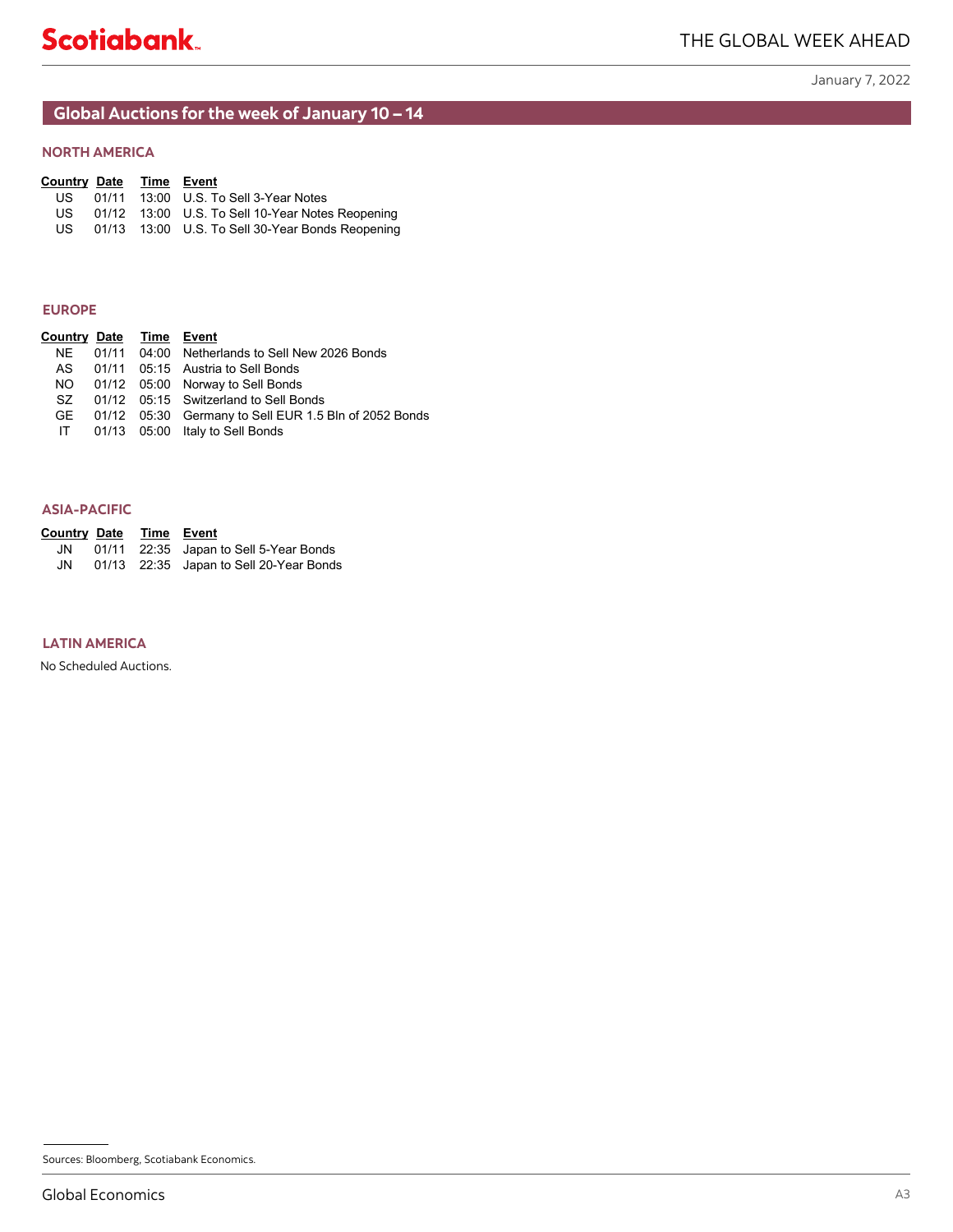## Global Auctions for the week of January 10 – 14

### NORTH AMERICA

| Country | Date | Time | Event |
|---|---|---|---|
| US | 01/11 | 13:00 | U.S. To Sell 3-Year Notes |
| US | 01/12 | 13:00 | U.S. To Sell 10-Year Notes Reopening |
| US | 01/13 | 13:00 | U.S. To Sell 30-Year Bonds Reopening |

### EUROPE

| Country | Date | Time | Event |
|---|---|---|---|
| NE | 01/11 | 04:00 | Netherlands to Sell New 2026 Bonds |
| AS | 01/11 | 05:15 | Austria to Sell Bonds |
| NO | 01/12 | 05:00 | Norway to Sell Bonds |
| SZ | 01/12 | 05:15 | Switzerland to Sell Bonds |
| GE | 01/12 | 05:30 | Germany to Sell EUR 1.5 Bln of 2052 Bonds |
| IT | 01/13 | 05:00 | Italy to Sell Bonds |

### ASIA-PACIFIC

| Country | Date | Time | Event |
|---|---|---|---|
| JN | 01/11 | 22:35 | Japan to Sell 5-Year Bonds |
| JN | 01/13 | 22:35 | Japan to Sell 20-Year Bonds |

### LATIN AMERICA

No Scheduled Auctions.

Sources: Bloomberg, Scotiabank Economics.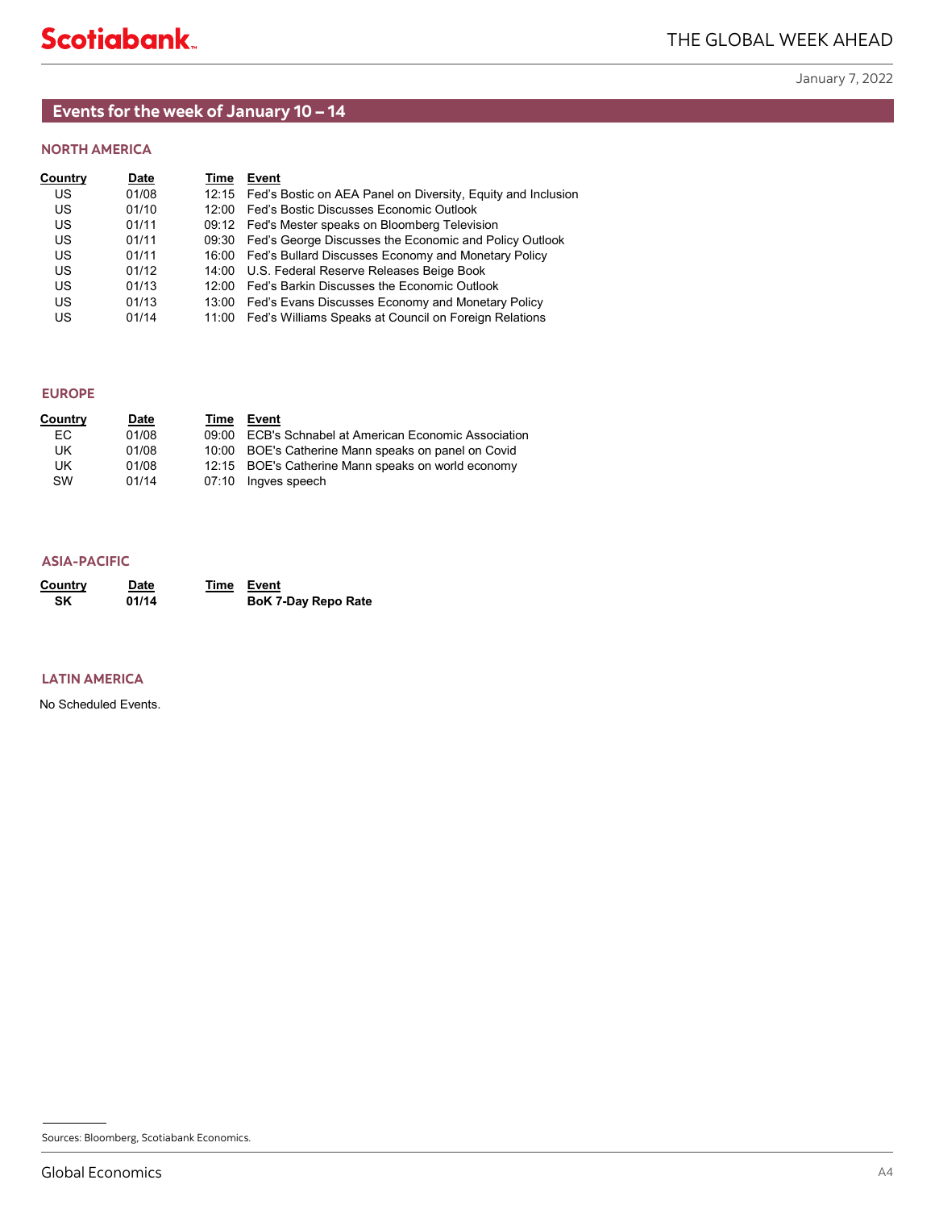## Events for the week of January 10 – 14

### NORTH AMERICA

| Country | Date | Time | Event |
|---|---|---|---|
| US | 01/08 | 12:15 | Fed's Bostic on AEA Panel on Diversity, Equity and Inclusion |
| US | 01/10 | 12:00 | Fed's Bostic Discusses Economic Outlook |
| US | 01/11 | 09:12 | Fed's Mester speaks on Bloomberg Television |
| US | 01/11 | 09:30 | Fed's George Discusses the Economic and Policy Outlook |
| US | 01/11 | 16:00 | Fed's Bullard Discusses Economy and Monetary Policy |
| US | 01/12 | 14:00 | U.S. Federal Reserve Releases Beige Book |
| US | 01/13 | 12:00 | Fed's Barkin Discusses the Economic Outlook |
| US | 01/13 | 13:00 | Fed's Evans Discusses Economy and Monetary Policy |
| US | 01/14 | 11:00 | Fed's Williams Speaks at Council on Foreign Relations |

### EUROPE

| Country | Date | Time | Event |
|---|---|---|---|
| EC | 01/08 | 09:00 | ECB's Schnabel at American Economic Association |
| UK | 01/08 | 10:00 | BOE's Catherine Mann speaks on panel on Covid |
| UK | 01/08 | 12:15 | BOE's Catherine Mann speaks on world economy |
| SW | 01/14 | 07:10 | Ingves speech |

### ASIA-PACIFIC

| Country | Date | Time | Event |
|---|---|---|---|
| **SK** | **01/14** | | **BoK 7-Day Repo Rate** |

### LATIN AMERICA

No Scheduled Events.

Sources: Bloomberg, Scotiabank Economics.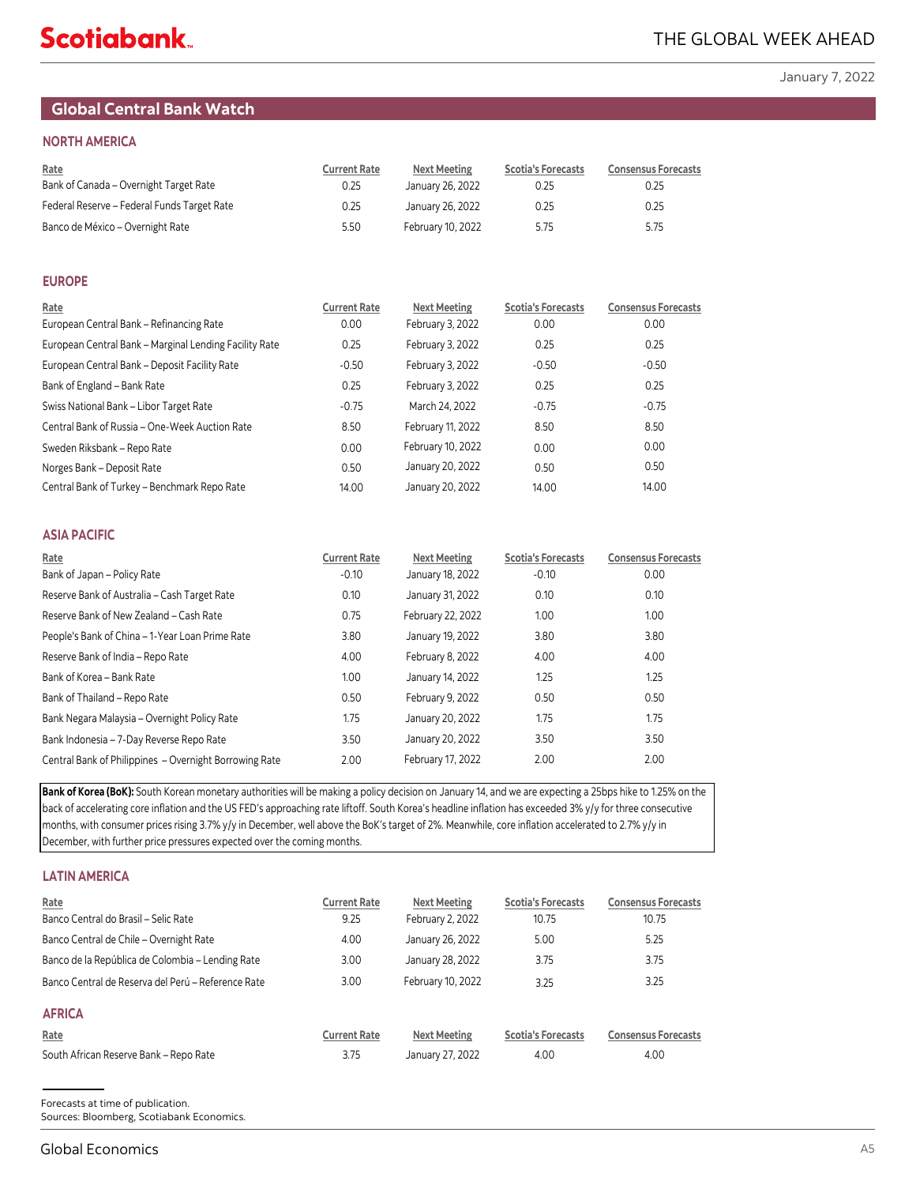## Global Central Bank Watch

### NORTH AMERICA

| Rate | Current Rate | Next Meeting | Scotia's Forecasts | Consensus Forecasts |
|---|---|---|---|---|
| Bank of Canada – Overnight Target Rate | 0.25 | January 26, 2022 | 0.25 | 0.25 |
| Federal Reserve – Federal Funds Target Rate | 0.25 | January 26, 2022 | 0.25 | 0.25 |
| Banco de México – Overnight Rate | 5.50 | February 10, 2022 | 5.75 | 5.75 |

### EUROPE

| Rate | Current Rate | Next Meeting | Scotia's Forecasts | Consensus Forecasts |
|---|---|---|---|---|
| European Central Bank – Refinancing Rate | 0.00 | February 3, 2022 | 0.00 | 0.00 |
| European Central Bank – Marginal Lending Facility Rate | 0.25 | February 3, 2022 | 0.25 | 0.25 |
| European Central Bank – Deposit Facility Rate | -0.50 | February 3, 2022 | -0.50 | -0.50 |
| Bank of England – Bank Rate | 0.25 | February 3, 2022 | 0.25 | 0.25 |
| Swiss National Bank – Libor Target Rate | -0.75 | March 24, 2022 | -0.75 | -0.75 |
| Central Bank of Russia – One-Week Auction Rate | 8.50 | February 11, 2022 | 8.50 | 8.50 |
| Sweden Riksbank – Repo Rate | 0.00 | February 10, 2022 | 0.00 | 0.00 |
| Norges Bank – Deposit Rate | 0.50 | January 20, 2022 | 0.50 | 0.50 |
| Central Bank of Turkey – Benchmark Repo Rate | 14.00 | January 20, 2022 | 14.00 | 14.00 |

### ASIA PACIFIC

| Rate | Current Rate | Next Meeting | Scotia's Forecasts | Consensus Forecasts |
|---|---|---|---|---|
| Bank of Japan – Policy Rate | -0.10 | January 18, 2022 | -0.10 | 0.00 |
| Reserve Bank of Australia – Cash Target Rate | 0.10 | January 31, 2022 | 0.10 | 0.10 |
| Reserve Bank of New Zealand – Cash Rate | 0.75 | February 22, 2022 | 1.00 | 1.00 |
| People's Bank of China – 1-Year Loan Prime Rate | 3.80 | January 19, 2022 | 3.80 | 3.80 |
| Reserve Bank of India – Repo Rate | 4.00 | February 8, 2022 | 4.00 | 4.00 |
| Bank of Korea – Bank Rate | 1.00 | January 14, 2022 | 1.25 | 1.25 |
| Bank of Thailand – Repo Rate | 0.50 | February 9, 2022 | 0.50 | 0.50 |
| Bank Negara Malaysia – Overnight Policy Rate | 1.75 | January 20, 2022 | 1.75 | 1.75 |
| Bank Indonesia – 7-Day Reverse Repo Rate | 3.50 | January 20, 2022 | 3.50 | 3.50 |
| Central Bank of Philippines – Overnight Borrowing Rate | 2.00 | February 17, 2022 | 2.00 | 2.00 |

**Bank of Korea (BoK):** South Korean monetary authorities will be making a policy decision on January 14, and we are expecting a 25bps hike to 1.25% on the back of accelerating core inflation and the US FED's approaching rate liftoff. South Korea's headline inflation has exceeded 3% y/y for three consecutive months, with consumer prices rising 3.7% y/y in December, well above the BoK's target of 2%. Meanwhile, core inflation accelerated to 2.7% y/y in December, with further price pressures expected over the coming months.

### LATIN AMERICA

| Rate | Current Rate | Next Meeting | Scotia's Forecasts | Consensus Forecasts |
|---|---|---|---|---|
| Banco Central do Brasil – Selic Rate | 9.25 | February 2, 2022 | 10.75 | 10.75 |
| Banco Central de Chile – Overnight Rate | 4.00 | January 26, 2022 | 5.00 | 5.25 |
| Banco de la República de Colombia – Lending Rate | 3.00 | January 28, 2022 | 3.75 | 3.75 |
| Banco Central de Reserva del Perú – Reference Rate | 3.00 | February 10, 2022 | 3.25 | 3.25 |

### AFRICA

| Rate | Current Rate | Next Meeting | Scotia's Forecasts | Consensus Forecasts |
|---|---|---|---|---|
| South African Reserve Bank – Repo Rate | 3.75 | January 27, 2022 | 4.00 | 4.00 |

Forecasts at time of publication.
Sources: Bloomberg, Scotiabank Economics.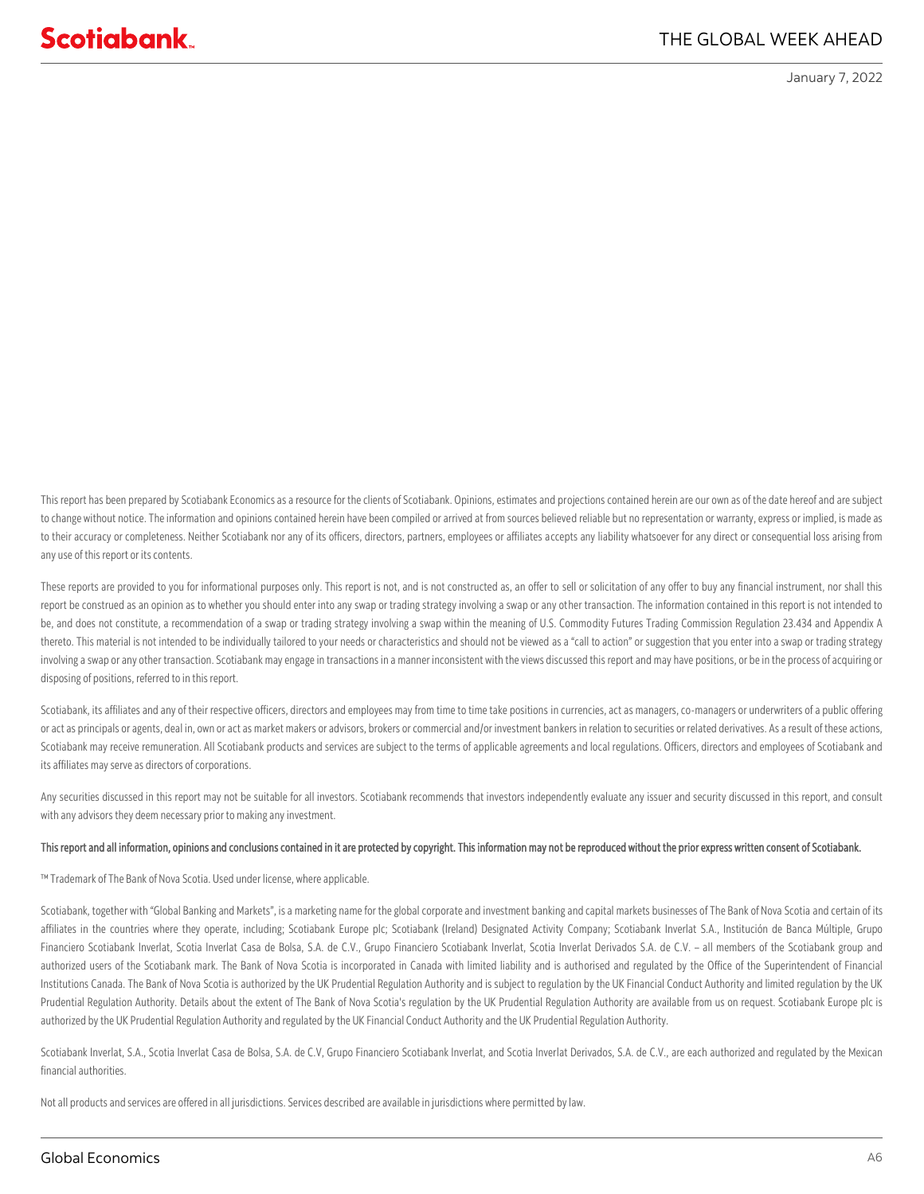This report has been prepared by Scotiabank Economics as a resource for the clients of Scotiabank. Opinions, estimates and projections contained herein are our own as of the date hereof and are subject to change without notice. The information and opinions contained herein have been compiled or arrived at from sources believed reliable but no representation or warranty, express or implied, is made as to their accuracy or completeness. Neither Scotiabank nor any of its officers, directors, partners, employees or affiliates accepts any liability whatsoever for any direct or consequential loss arising from any use of this report or its contents.

These reports are provided to you for informational purposes only. This report is not, and is not constructed as, an offer to sell or solicitation of any offer to buy any financial instrument, nor shall this report be construed as an opinion as to whether you should enter into any swap or trading strategy involving a swap or any other transaction. The information contained in this report is not intended to be, and does not constitute, a recommendation of a swap or trading strategy involving a swap within the meaning of U.S. Commodity Futures Trading Commission Regulation 23.434 and Appendix A thereto. This material is not intended to be individually tailored to your needs or characteristics and should not be viewed as a "call to action" or suggestion that you enter into a swap or trading strategy involving a swap or any other transaction. Scotiabank may engage in transactions in a manner inconsistent with the views discussed this report and may have positions, or be in the process of acquiring or disposing of positions, referred to in this report.

Scotiabank, its affiliates and any of their respective officers, directors and employees may from time to time take positions in currencies, act as managers, co-managers or underwriters of a public offering or act as principals or agents, deal in, own or act as market makers or advisors, brokers or commercial and/or investment bankers in relation to securities or related derivatives. As a result of these actions, Scotiabank may receive remuneration. All Scotiabank products and services are subject to the terms of applicable agreements and local regulations. Officers, directors and employees of Scotiabank and its affiliates may serve as directors of corporations.

Any securities discussed in this report may not be suitable for all investors. Scotiabank recommends that investors independently evaluate any issuer and security discussed in this report, and consult with any advisors they deem necessary prior to making any investment.

**This report and all information, opinions and conclusions contained in it are protected by copyright. This information may not be reproduced without the prior express written consent of Scotiabank.**

™ Trademark of The Bank of Nova Scotia. Used under license, where applicable.

Scotiabank, together with "Global Banking and Markets", is a marketing name for the global corporate and investment banking and capital markets businesses of The Bank of Nova Scotia and certain of its affiliates in the countries where they operate, including; Scotiabank Europe plc; Scotiabank (Ireland) Designated Activity Company; Scotiabank Inverlat S.A., Institución de Banca Múltiple, Grupo Financiero Scotiabank Inverlat, Scotia Inverlat Casa de Bolsa, S.A. de C.V., Grupo Financiero Scotiabank Inverlat, Scotia Inverlat Derivados S.A. de C.V. – all members of the Scotiabank group and authorized users of the Scotiabank mark. The Bank of Nova Scotia is incorporated in Canada with limited liability and is authorised and regulated by the Office of the Superintendent of Financial Institutions Canada. The Bank of Nova Scotia is authorized by the UK Prudential Regulation Authority and is subject to regulation by the UK Financial Conduct Authority and limited regulation by the UK Prudential Regulation Authority. Details about the extent of The Bank of Nova Scotia's regulation by the UK Prudential Regulation Authority are available from us on request. Scotiabank Europe plc is authorized by the UK Prudential Regulation Authority and regulated by the UK Financial Conduct Authority and the UK Prudential Regulation Authority.

Scotiabank Inverlat, S.A., Scotia Inverlat Casa de Bolsa, S.A. de C.V, Grupo Financiero Scotiabank Inverlat, and Scotia Inverlat Derivados, S.A. de C.V., are each authorized and regulated by the Mexican financial authorities.

Not all products and services are offered in all jurisdictions. Services described are available in jurisdictions where permitted by law.